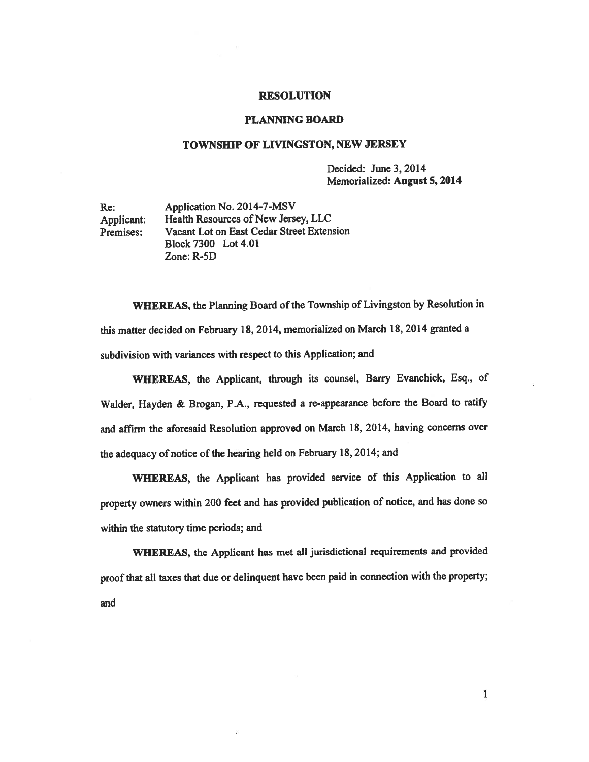# RESOLUTION

## PLANNING BOARD

## TOWNSHIP OF LIVINGSTON, NEW JERSEY

Decided: June 3, 2014
Memorialized: **August 5, 2014**

Re: Application No. 2014-7-MSV
Applicant: Health Resources of New Jersey, LLC
Premises: Vacant Lot on East Cedar Street Extension
Block 7300 Lot 4.01
Zone: R-5D

**WHEREAS,** the Planning Board of the Township of Livingston by Resolution in this matter decided on February 18, 2014, memorialized on March 18, 2014 granted a subdivision with variances with respect to this Application; and

**WHEREAS,** the Applicant, through its counsel, Barry Evanchick, Esq., of Walder, Hayden & Brogan, P.A., requested a re-appearance before the Board to ratify and affirm the aforesaid Resolution approved on March 18, 2014, having concerns over the adequacy of notice of the hearing held on February 18, 2014; and

**WHEREAS,** the Applicant has provided service of this Application to all property owners within 200 feet and has provided publication of notice, and has done so within the statutory time periods; and

**WHEREAS,** the Applicant has met all jurisdictional requirements and provided proof that all taxes that due or delinquent have been paid in connection with the property; and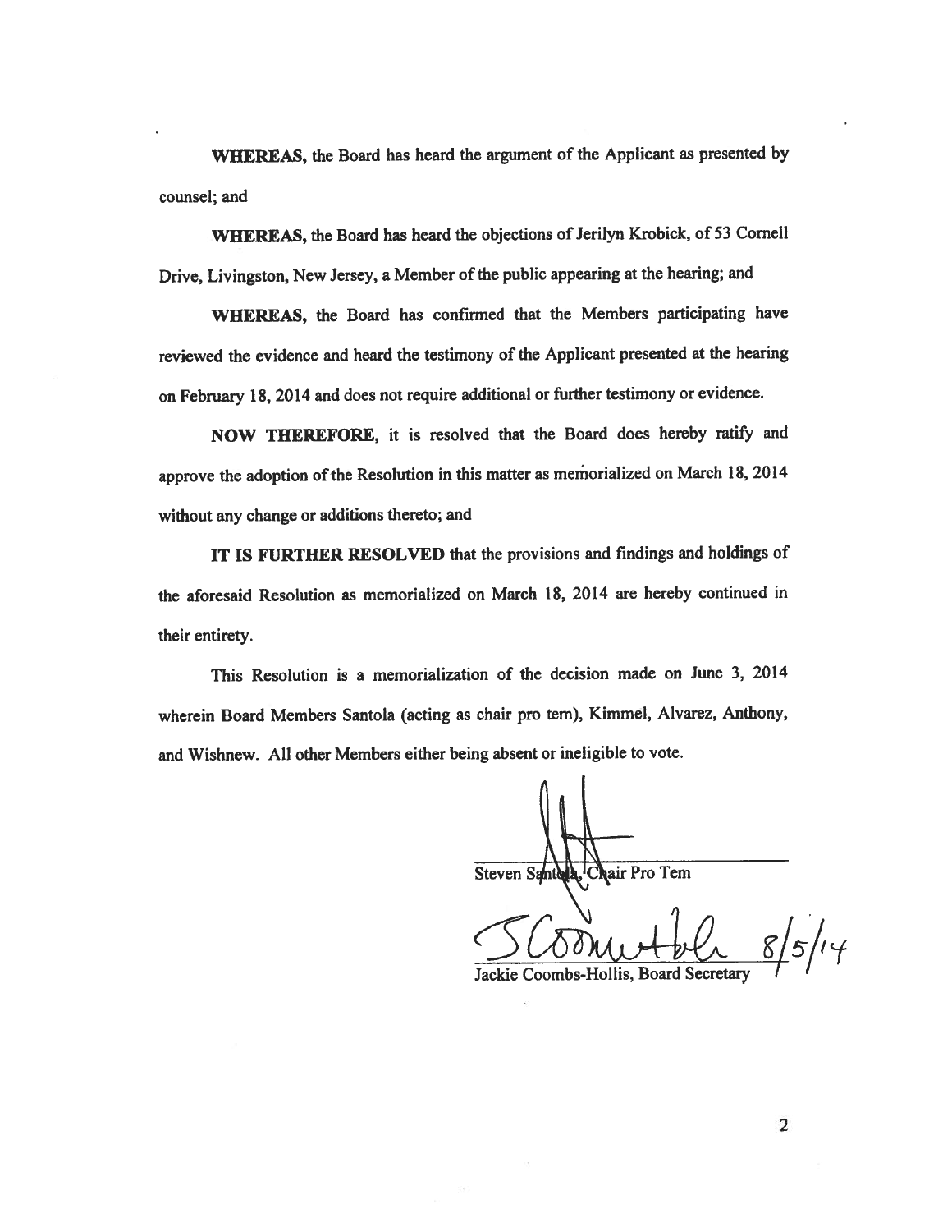**WHEREAS,** the Board has heard the argument of the Applicant as presented by counsel; and

**WHEREAS,** the Board has heard the objections of Jerilyn Krobick, of 53 Cornell Drive, Livingston, New Jersey, a Member of the public appearing at the hearing; and

**WHEREAS,** the Board has confirmed that the Members participating have reviewed the evidence and heard the testimony of the Applicant presented at the hearing on February 18, 2014 and does not require additional or further testimony or evidence.

**NOW THEREFORE,** it is resolved that the Board does hereby ratify and approve the adoption of the Resolution in this matter as memorialized on March 18, 2014 without any change or additions thereto; and

**IT IS FURTHER RESOLVED** that the provisions and findings and holdings of the aforesaid Resolution as memorialized on March 18, 2014 are hereby continued in their entirety.

This Resolution is a memorialization of the decision made on June 3, 2014 wherein Board Members Santola (acting as chair pro tem), Kimmel, Alvarez, Anthony, and Wishnew. All other Members either being absent or ineligible to vote.

Steven Santola, Chair Pro Tem

Jackie Coombs-Hollis, Board Secretary 8/5/14